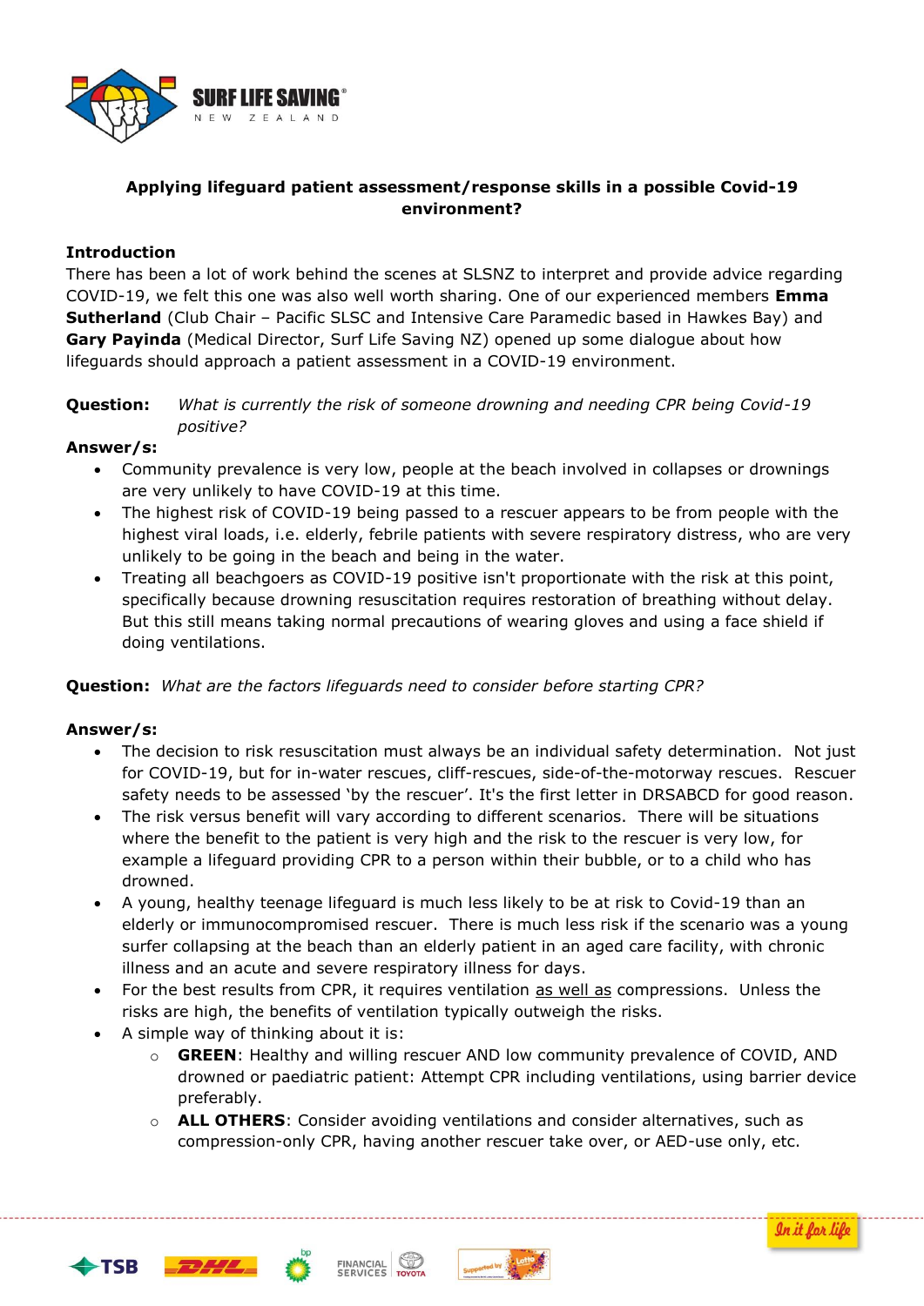**Applying lifeguard patient assessment/response skills in a possible Covid-19 environment?**

## Introduction

There has been a lot of work behind the scenes at SLSNZ to interpret and provide advice regarding COVID-19, we felt this one was also well worth sharing. One of our experienced members **Emma Sutherland** (Club Chair – Pacific SLSC and Intensive Care Paramedic based in Hawkes Bay) and **Gary Payinda** (Medical Director, Surf Life Saving NZ) opened up some dialogue about how lifeguards should approach a patient assessment in a COVID-19 environment.

**Question:** *What is currently the risk of someone drowning and needing CPR being Covid-19 positive?*

**Answer/s:**

- Community prevalence is very low, people at the beach involved in collapses or drownings are very unlikely to have COVID-19 at this time.
- The highest risk of COVID-19 being passed to a rescuer appears to be from people with the highest viral loads, i.e. elderly, febrile patients with severe respiratory distress, who are very unlikely to be going in the beach and being in the water.
- Treating all beachgoers as COVID-19 positive isn't proportionate with the risk at this point, specifically because drowning resuscitation requires restoration of breathing without delay. But this still means taking normal precautions of wearing gloves and using a face shield if doing ventilations.

**Question:** *What are the factors lifeguards need to consider before starting CPR?*

**Answer/s:**

- The decision to risk resuscitation must always be an individual safety determination. Not just for COVID-19, but for in-water rescues, cliff-rescues, side-of-the-motorway rescues. Rescuer safety needs to be assessed 'by the rescuer'. It's the first letter in DRSABCD for good reason.
- The risk versus benefit will vary according to different scenarios. There will be situations where the benefit to the patient is very high and the risk to the rescuer is very low, for example a lifeguard providing CPR to a person within their bubble, or to a child who has drowned.
- A young, healthy teenage lifeguard is much less likely to be at risk to Covid-19 than an elderly or immunocompromised rescuer. There is much less risk if the scenario was a young surfer collapsing at the beach than an elderly patient in an aged care facility, with chronic illness and an acute and severe respiratory illness for days.
- For the best results from CPR, it requires ventilation as well as compressions. Unless the risks are high, the benefits of ventilation typically outweigh the risks.
- A simple way of thinking about it is:
  - **GREEN**: Healthy and willing rescuer AND low community prevalence of COVID, AND drowned or paediatric patient: Attempt CPR including ventilations, using barrier device preferably.
  - **ALL OTHERS**: Consider avoiding ventilations and consider alternatives, such as compression-only CPR, having another rescuer take over, or AED-use only, etc.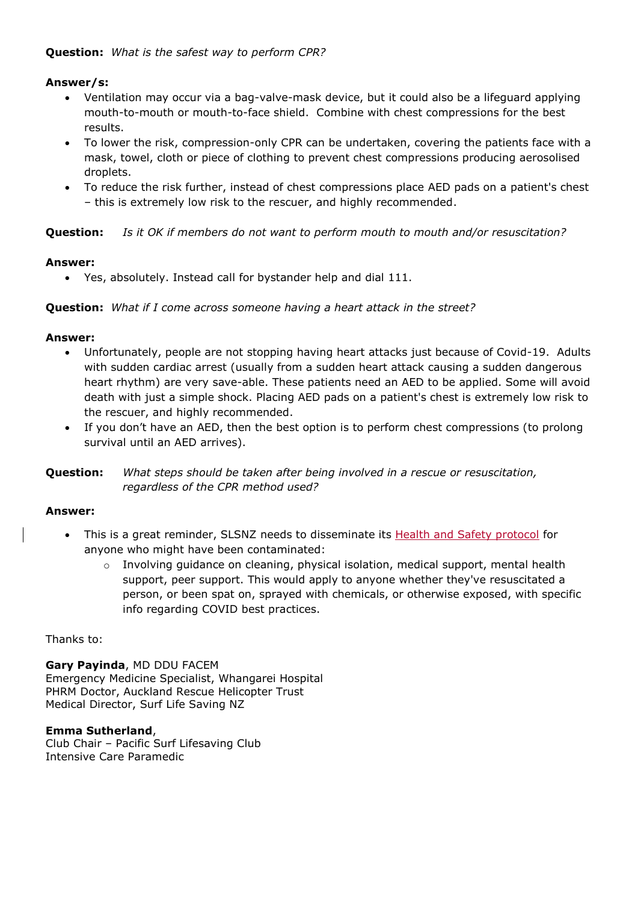**Question:** *What is the safest way to perform CPR?*

**Answer/s:**

- Ventilation may occur via a bag-valve-mask device, but it could also be a lifeguard applying mouth-to-mouth or mouth-to-face shield. Combine with chest compressions for the best results.
- To lower the risk, compression-only CPR can be undertaken, covering the patients face with a mask, towel, cloth or piece of clothing to prevent chest compressions producing aerosolised droplets.
- To reduce the risk further, instead of chest compressions place AED pads on a patient's chest – this is extremely low risk to the rescuer, and highly recommended.

**Question:** *Is it OK if members do not want to perform mouth to mouth and/or resuscitation?*

**Answer:**

- Yes, absolutely. Instead call for bystander help and dial 111.

**Question:** *What if I come across someone having a heart attack in the street?*

**Answer:**

- Unfortunately, people are not stopping having heart attacks just because of Covid-19. Adults with sudden cardiac arrest (usually from a sudden heart attack causing a sudden dangerous heart rhythm) are very save-able. These patients need an AED to be applied. Some will avoid death with just a simple shock. Placing AED pads on a patient's chest is extremely low risk to the rescuer, and highly recommended.
- If you don't have an AED, then the best option is to perform chest compressions (to prolong survival until an AED arrives).

**Question:** *What steps should be taken after being involved in a rescue or resuscitation, regardless of the CPR method used?*

**Answer:**

- This is a great reminder, SLSNZ needs to disseminate its Health and Safety protocol for anyone who might have been contaminated:
  - Involving guidance on cleaning, physical isolation, medical support, mental health support, peer support. This would apply to anyone whether they've resuscitated a person, or been spat on, sprayed with chemicals, or otherwise exposed, with specific info regarding COVID best practices.

Thanks to:

**Gary Payinda**, MD DDU FACEM
Emergency Medicine Specialist, Whangarei Hospital
PHRM Doctor, Auckland Rescue Helicopter Trust
Medical Director, Surf Life Saving NZ

**Emma Sutherland**,
Club Chair – Pacific Surf Lifesaving Club
Intensive Care Paramedic